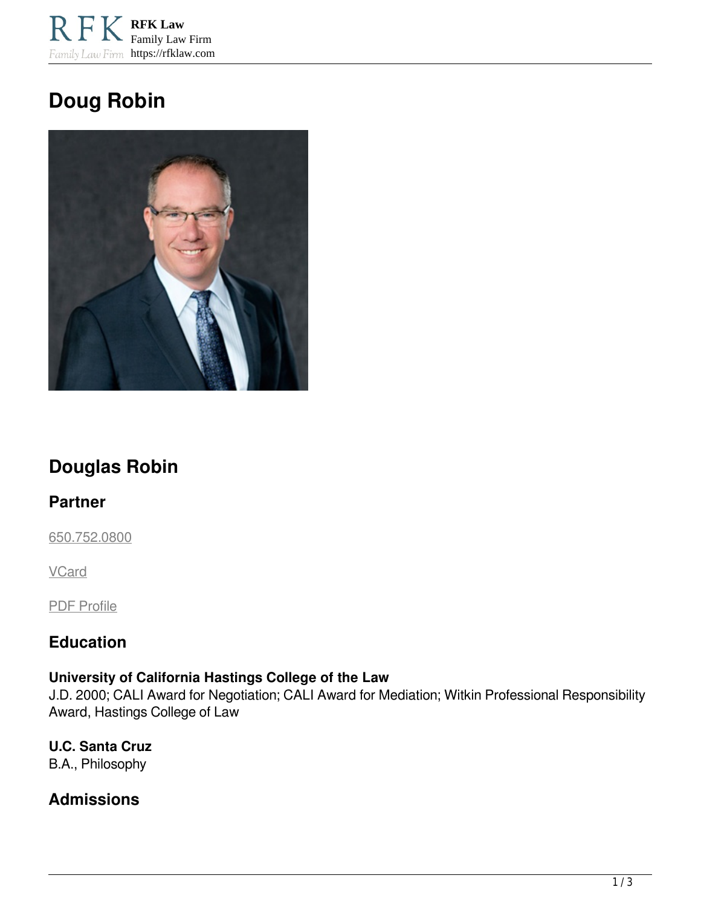# Doug Robin

## Douglas Robin

### Partner

650.752.0800

VCard

PDF Profile

### Education

**University of California Hastings College of the Law**
J.D. 2000; CALI Award for Negotiation; CALI Award for Mediation; Witkin Professional Responsibility Award, Hastings College of Law

**U.C. Santa Cruz**
B.A., Philosophy

### Admissions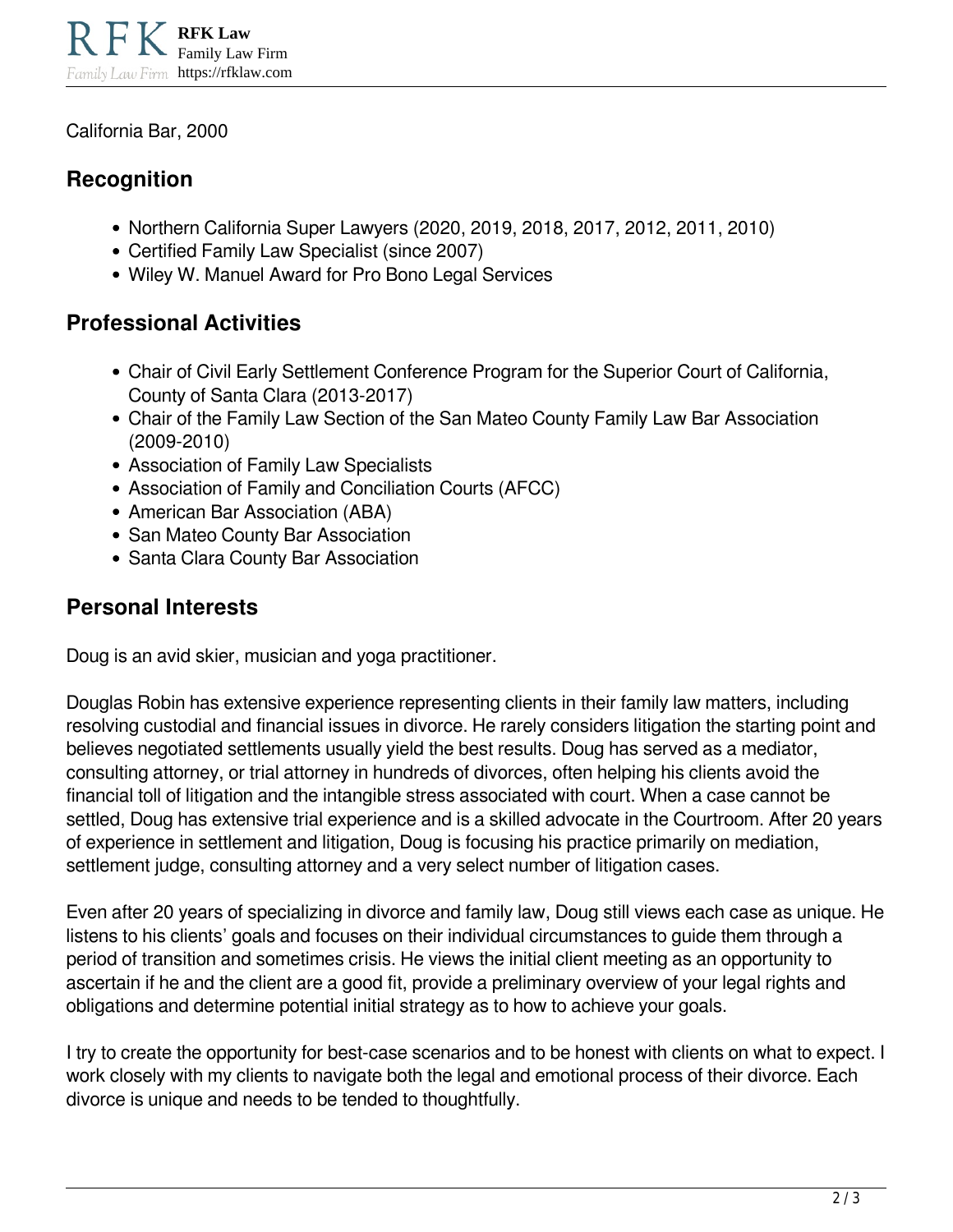California Bar, 2000

## Recognition

- Northern California Super Lawyers (2020, 2019, 2018, 2017, 2012, 2011, 2010)
- Certified Family Law Specialist (since 2007)
- Wiley W. Manuel Award for Pro Bono Legal Services

## Professional Activities

- Chair of Civil Early Settlement Conference Program for the Superior Court of California, County of Santa Clara (2013-2017)
- Chair of the Family Law Section of the San Mateo County Family Law Bar Association (2009-2010)
- Association of Family Law Specialists
- Association of Family and Conciliation Courts (AFCC)
- American Bar Association (ABA)
- San Mateo County Bar Association
- Santa Clara County Bar Association

## Personal Interests

Doug is an avid skier, musician and yoga practitioner.

Douglas Robin has extensive experience representing clients in their family law matters, including resolving custodial and financial issues in divorce. He rarely considers litigation the starting point and believes negotiated settlements usually yield the best results. Doug has served as a mediator, consulting attorney, or trial attorney in hundreds of divorces, often helping his clients avoid the financial toll of litigation and the intangible stress associated with court. When a case cannot be settled, Doug has extensive trial experience and is a skilled advocate in the Courtroom. After 20 years of experience in settlement and litigation, Doug is focusing his practice primarily on mediation, settlement judge, consulting attorney and a very select number of litigation cases.

Even after 20 years of specializing in divorce and family law, Doug still views each case as unique. He listens to his clients' goals and focuses on their individual circumstances to guide them through a period of transition and sometimes crisis. He views the initial client meeting as an opportunity to ascertain if he and the client are a good fit, provide a preliminary overview of your legal rights and obligations and determine potential initial strategy as to how to achieve your goals.

I try to create the opportunity for best-case scenarios and to be honest with clients on what to expect. I work closely with my clients to navigate both the legal and emotional process of their divorce. Each divorce is unique and needs to be tended to thoughtfully.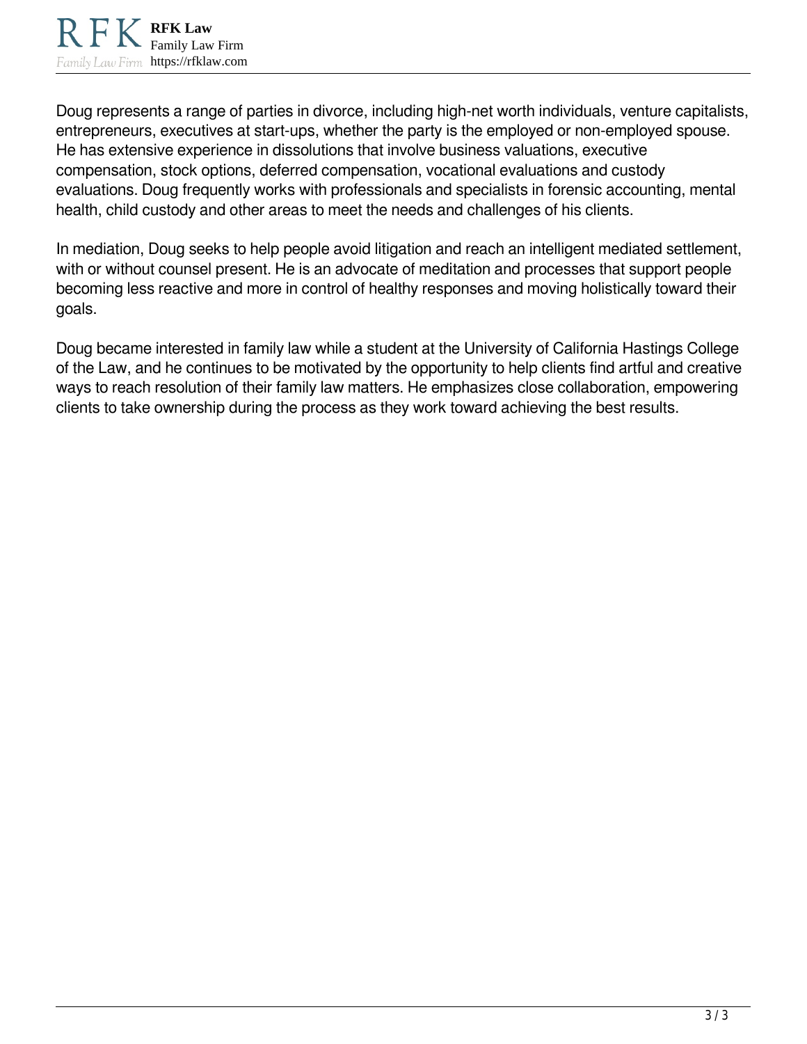Doug represents a range of parties in divorce, including high-net worth individuals, venture capitalists, entrepreneurs, executives at start-ups, whether the party is the employed or non-employed spouse. He has extensive experience in dissolutions that involve business valuations, executive compensation, stock options, deferred compensation, vocational evaluations and custody evaluations. Doug frequently works with professionals and specialists in forensic accounting, mental health, child custody and other areas to meet the needs and challenges of his clients.

In mediation, Doug seeks to help people avoid litigation and reach an intelligent mediated settlement, with or without counsel present. He is an advocate of meditation and processes that support people becoming less reactive and more in control of healthy responses and moving holistically toward their goals.

Doug became interested in family law while a student at the University of California Hastings College of the Law, and he continues to be motivated by the opportunity to help clients find artful and creative ways to reach resolution of their family law matters. He emphasizes close collaboration, empowering clients to take ownership during the process as they work toward achieving the best results.